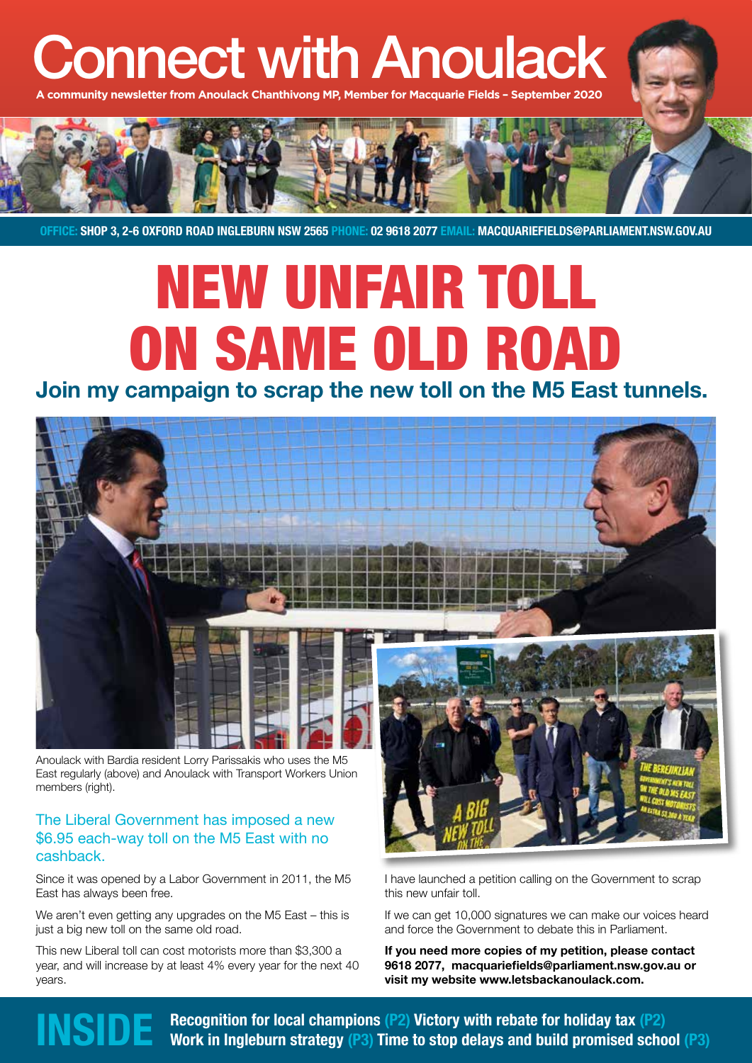# Connect with Anoulack

**A community newsletter from Anoulack Chanthivong MP, Member for Macquarie Fields – September 2020**

**OFFICE:** SHOP 3, 2-6 OXFORD ROAD INGLEBURN NSW 2565 **PHONE:** 02 9618 2077 **EMAIL:** MACQUARIEFIELDS@PARLIAMENT.NSW.GOV.AU

# NEW UNFAIR TOLL ON SAME OLD ROAD

## Join my campaign to scrap the new toll on the M5 East tunnels.

Anoulack with Bardia resident Lorry Parissakis who uses the M5 East regularly (above) and Anoulack with Transport Workers Union members (right).

### The Liberal Government has imposed a new $6.95 each-way toll on the M5 East with no cashback.

Since it was opened by a Labor Government in 2011, the M5 East has always been free.

We aren't even getting any upgrades on the M5 East – this is just a big new toll on the same old road.

This new Liberal toll can cost motorists more than $3,300 a year, and will increase by at least 4% every year for the next 40 years.

I have launched a petition calling on the Government to scrap this new unfair toll.

If we can get 10,000 signatures we can make our voices heard and force the Government to debate this in Parliament.

**If you need more copies of my petition, please contact 9618 2077, macquariefields@parliament.nsw.gov.au or visit my website www.letsbackanoulack.com.**

## INSIDE

**Recognition for local champions (P2) Victory with rebate for holiday tax (P2) Work in Ingleburn strategy (P3) Time to stop delays and build promised school (P3)**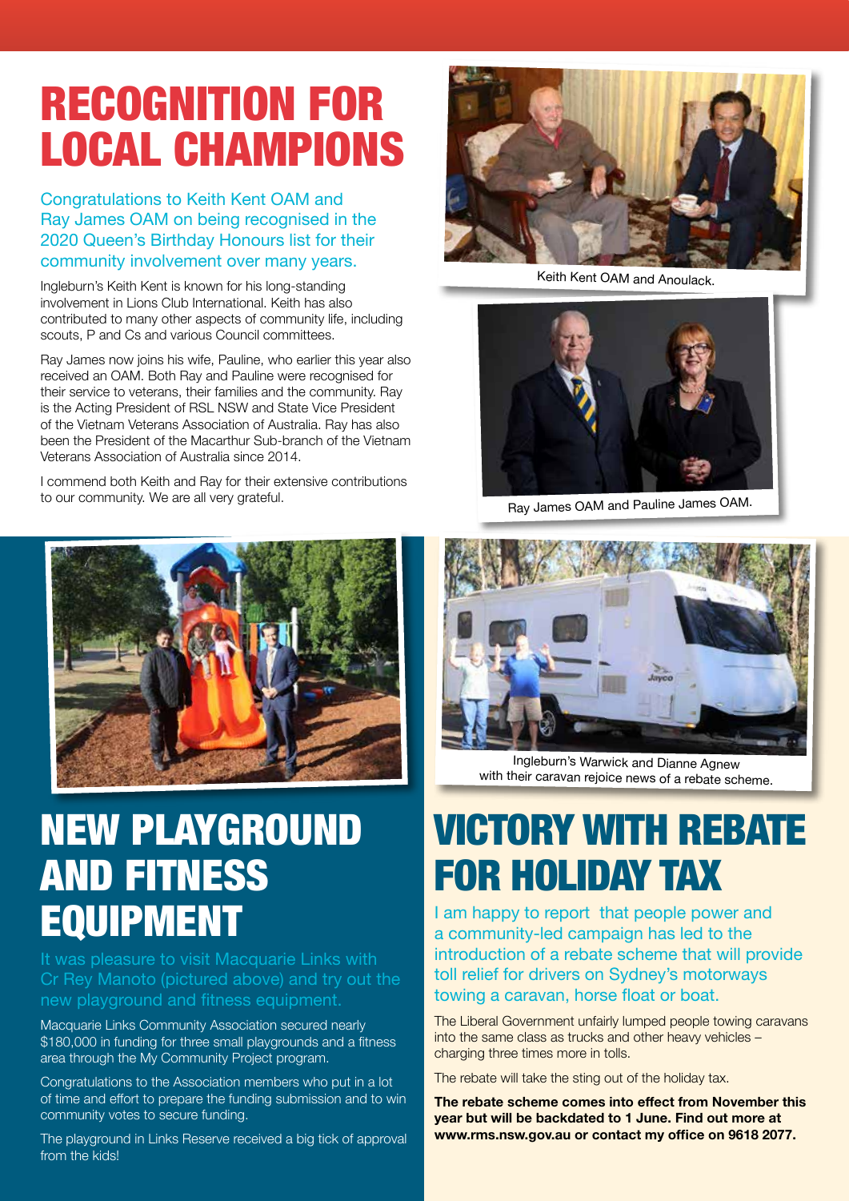# RECOGNITION FOR LOCAL CHAMPIONS

Congratulations to Keith Kent OAM and Ray James OAM on being recognised in the 2020 Queen's Birthday Honours list for their community involvement over many years.

Ingleburn's Keith Kent is known for his long-standing involvement in Lions Club International. Keith has also contributed to many other aspects of community life, including scouts, P and Cs and various Council committees.

Ray James now joins his wife, Pauline, who earlier this year also received an OAM. Both Ray and Pauline were recognised for their service to veterans, their families and the community. Ray is the Acting President of RSL NSW and State Vice President of the Vietnam Veterans Association of Australia. Ray has also been the President of the Macarthur Sub-branch of the Vietnam Veterans Association of Australia since 2014.

I commend both Keith and Ray for their extensive contributions to our community. We are all very grateful.

Keith Kent OAM and Anoulack.

Ray James OAM and Pauline James OAM.

# NEW PLAYGROUND AND FITNESS EQUIPMENT

It was pleasure to visit Macquarie Links with Cr Rey Manoto (pictured above) and try out the new playground and fitness equipment.

Macquarie Links Community Association secured nearly $180,000 in funding for three small playgrounds and a fitness area through the My Community Project program.

Congratulations to the Association members who put in a lot of time and effort to prepare the funding submission and to win community votes to secure funding.

The playground in Links Reserve received a big tick of approval from the kids!

Ingleburn's Warwick and Dianne Agnew with their caravan rejoice news of a rebate scheme.

# VICTORY WITH REBATE FOR HOLIDAY TAX

I am happy to report that people power and a community-led campaign has led to the introduction of a rebate scheme that will provide toll relief for drivers on Sydney's motorways towing a caravan, horse float or boat.

The Liberal Government unfairly lumped people towing caravans into the same class as trucks and other heavy vehicles – charging three times more in tolls.

The rebate will take the sting out of the holiday tax.

**The rebate scheme comes into effect from November this year but will be backdated to 1 June. Find out more at www.rms.nsw.gov.au or contact my office on 9618 2077.**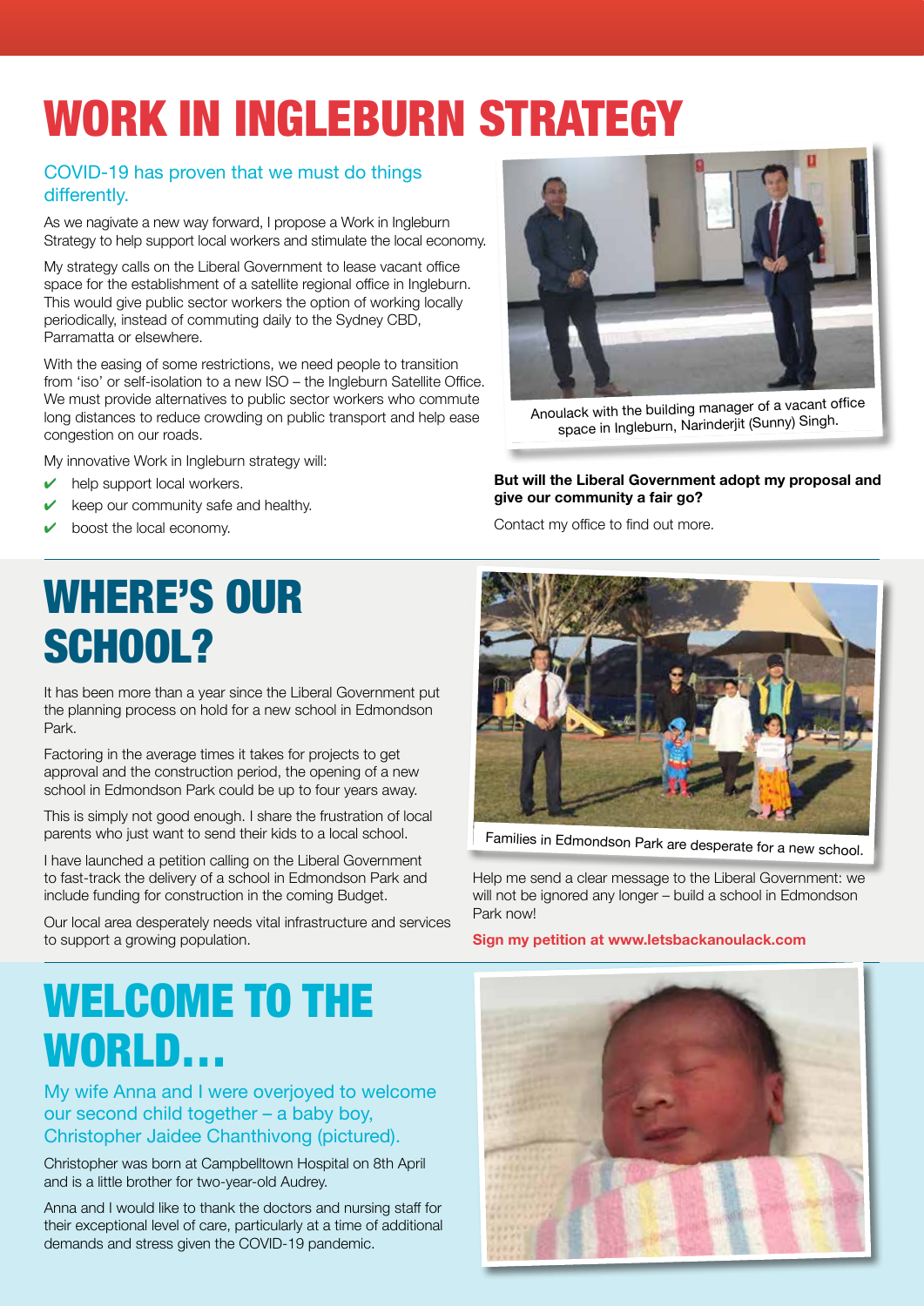# WORK IN INGLEBURN STRATEGY

## COVID-19 has proven that we must do things differently.

As we nagivate a new way forward, I propose a Work in Ingleburn Strategy to help support local workers and stimulate the local economy.

My strategy calls on the Liberal Government to lease vacant office space for the establishment of a satellite regional office in Ingleburn. This would give public sector workers the option of working locally periodically, instead of commuting daily to the Sydney CBD, Parramatta or elsewhere.

With the easing of some restrictions, we need people to transition from 'iso' or self-isolation to a new ISO – the Ingleburn Satellite Office. We must provide alternatives to public sector workers who commute long distances to reduce crowding on public transport and help ease congestion on our roads.

My innovative Work in Ingleburn strategy will:

- ✔ help support local workers.
- ✔ keep our community safe and healthy.
- ✔ boost the local economy.

Anoulack with the building manager of a vacant office space in Ingleburn, Narinderjit (Sunny) Singh.

**But will the Liberal Government adopt my proposal and give our community a fair go?**

Contact my office to find out more.

# WHERE'S OUR SCHOOL?

It has been more than a year since the Liberal Government put the planning process on hold for a new school in Edmondson Park.

Factoring in the average times it takes for projects to get approval and the construction period, the opening of a new school in Edmondson Park could be up to four years away.

This is simply not good enough. I share the frustration of local parents who just want to send their kids to a local school.

I have launched a petition calling on the Liberal Government to fast-track the delivery of a school in Edmondson Park and include funding for construction in the coming Budget.

Our local area desperately needs vital infrastructure and services to support a growing population.

Families in Edmondson Park are desperate for a new school.

Help me send a clear message to the Liberal Government: we will not be ignored any longer – build a school in Edmondson Park now!

**Sign my petition at www.letsbackanoulack.com**

# WELCOME TO THE WORLD...

## My wife Anna and I were overjoyed to welcome our second child together – a baby boy, Christopher Jaidee Chanthivong (pictured).

Christopher was born at Campbelltown Hospital on 8th April and is a little brother for two-year-old Audrey.

Anna and I would like to thank the doctors and nursing staff for their exceptional level of care, particularly at a time of additional demands and stress given the COVID-19 pandemic.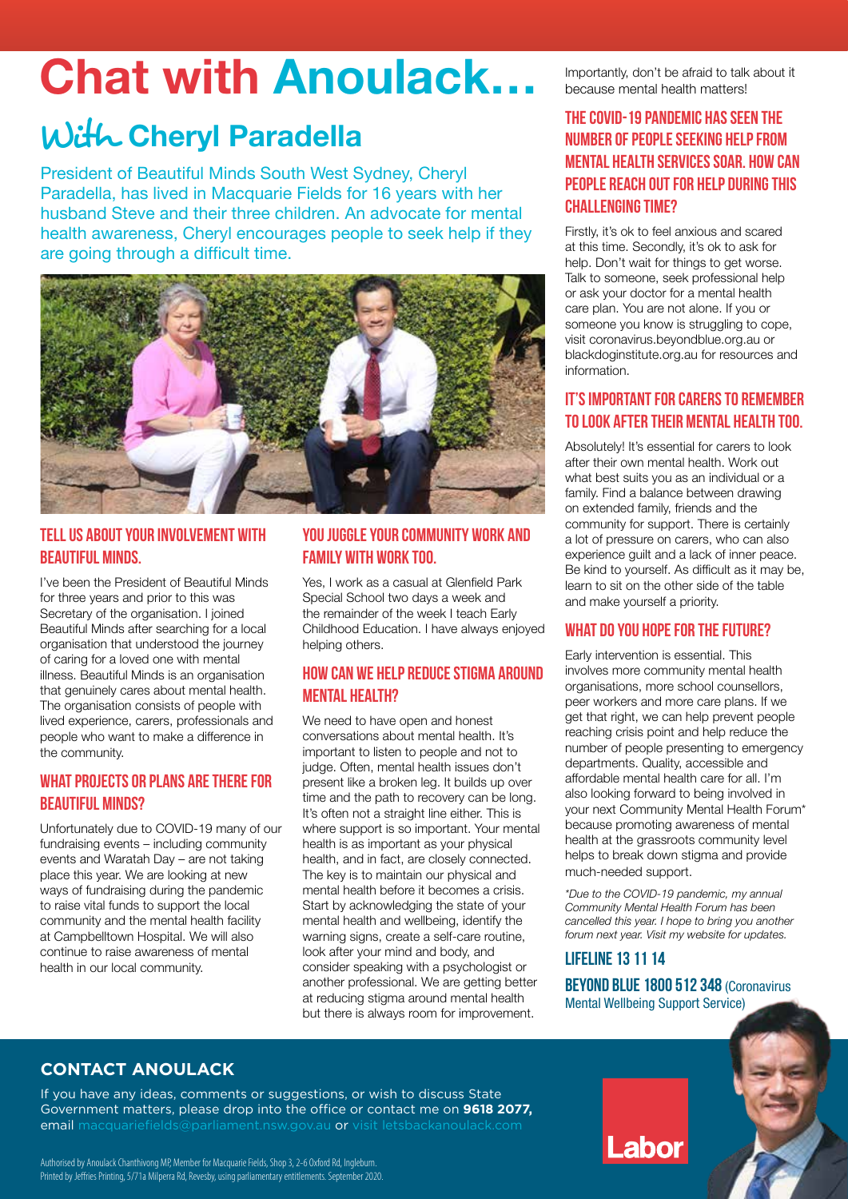# Chat with Anoulack…

## With Cheryl Paradella

President of Beautiful Minds South West Sydney, Cheryl Paradella, has lived in Macquarie Fields for 16 years with her husband Steve and their three children. An advocate for mental health awareness, Cheryl encourages people to seek help if they are going through a difficult time.

### TELL US ABOUT YOUR INVOLVEMENT WITH BEAUTIFUL MINDS.

I've been the President of Beautiful Minds for three years and prior to this was Secretary of the organisation. I joined Beautiful Minds after searching for a local organisation that understood the journey of caring for a loved one with mental illness. Beautiful Minds is an organisation that genuinely cares about mental health. The organisation consists of people with lived experience, carers, professionals and people who want to make a difference in the community.

### WHAT PROJECTS OR PLANS ARE THERE FOR BEAUTIFUL MINDS?

Unfortunately due to COVID-19 many of our fundraising events – including community events and Waratah Day – are not taking place this year. We are looking at new ways of fundraising during the pandemic to raise vital funds to support the local community and the mental health facility at Campbelltown Hospital. We will also continue to raise awareness of mental health in our local community.

### YOU JUGGLE YOUR COMMUNITY WORK AND FAMILY WITH WORK TOO.

Yes, I work as a casual at Glenfield Park Special School two days a week and the remainder of the week I teach Early Childhood Education. I have always enjoyed helping others.

### HOW CAN WE HELP REDUCE STIGMA AROUND MENTAL HEALTH?

We need to have open and honest conversations about mental health. It's important to listen to people and not to judge. Often, mental health issues don't present like a broken leg. It builds up over time and the path to recovery can be long. It's often not a straight line either. This is where support is so important. Your mental health is as important as your physical health, and in fact, are closely connected. The key is to maintain our physical and mental health before it becomes a crisis. Start by acknowledging the state of your mental health and wellbeing, identify the warning signs, create a self-care routine, look after your mind and body, and consider speaking with a psychologist or another professional. We are getting better at reducing stigma around mental health but there is always room for improvement. Importantly, don't be afraid to talk about it because mental health matters!

### THE COVID-19 PANDEMIC HAS SEEN THE NUMBER OF PEOPLE SEEKING HELP FROM MENTAL HEALTH SERVICES SOAR. HOW CAN PEOPLE REACH OUT FOR HELP DURING THIS CHALLENGING TIME?

Firstly, it's ok to feel anxious and scared at this time. Secondly, it's ok to ask for help. Don't wait for things to get worse. Talk to someone, seek professional help or ask your doctor for a mental health care plan. You are not alone. If you or someone you know is struggling to cope, visit coronavirus.beyondblue.org.au or blackdoginstitute.org.au for resources and information.

### IT'S IMPORTANT FOR CARERS TO REMEMBER TO LOOK AFTER THEIR MENTAL HEALTH TOO.

Absolutely! It's essential for carers to look after their own mental health. Work out what best suits you as an individual or a family. Find a balance between drawing on extended family, friends and the community for support. There is certainly a lot of pressure on carers, who can also experience guilt and a lack of inner peace. Be kind to yourself. As difficult as it may be, learn to sit on the other side of the table and make yourself a priority.

### WHAT DO YOU HOPE FOR THE FUTURE?

Early intervention is essential. This involves more community mental health organisations, more school counsellors, peer workers and more care plans. If we get that right, we can help prevent people reaching crisis point and help reduce the number of people presenting to emergency departments. Quality, accessible and affordable mental health care for all. I'm also looking forward to being involved in your next Community Mental Health Forum* because promoting awareness of mental health at the grassroots community level helps to break down stigma and provide much-needed support.

*\*Due to the COVID-19 pandemic, my annual Community Mental Health Forum has been cancelled this year. I hope to bring you another forum next year. Visit my website for updates.*

**LIFELINE 13 11 14**

**BEYOND BLUE 1800 512 348** (Coronavirus Mental Wellbeing Support Service)

### CONTACT ANOULACK

If you have any ideas, comments or suggestions, or wish to discuss State Government matters, please drop into the office or contact me on **9618 2077,** email macquariefields@parliament.nsw.gov.au or visit letsbackanoulack.com

Labor

Authorised by Anoulack Chanthivong MP, Member for Macquarie Fields, Shop 3, 2-6 Oxford Rd, Ingleburn.
Printed by Jeffries Printing, 5/71a Milperra Rd, Revesby, using parliamentary entitlements. September 2020.